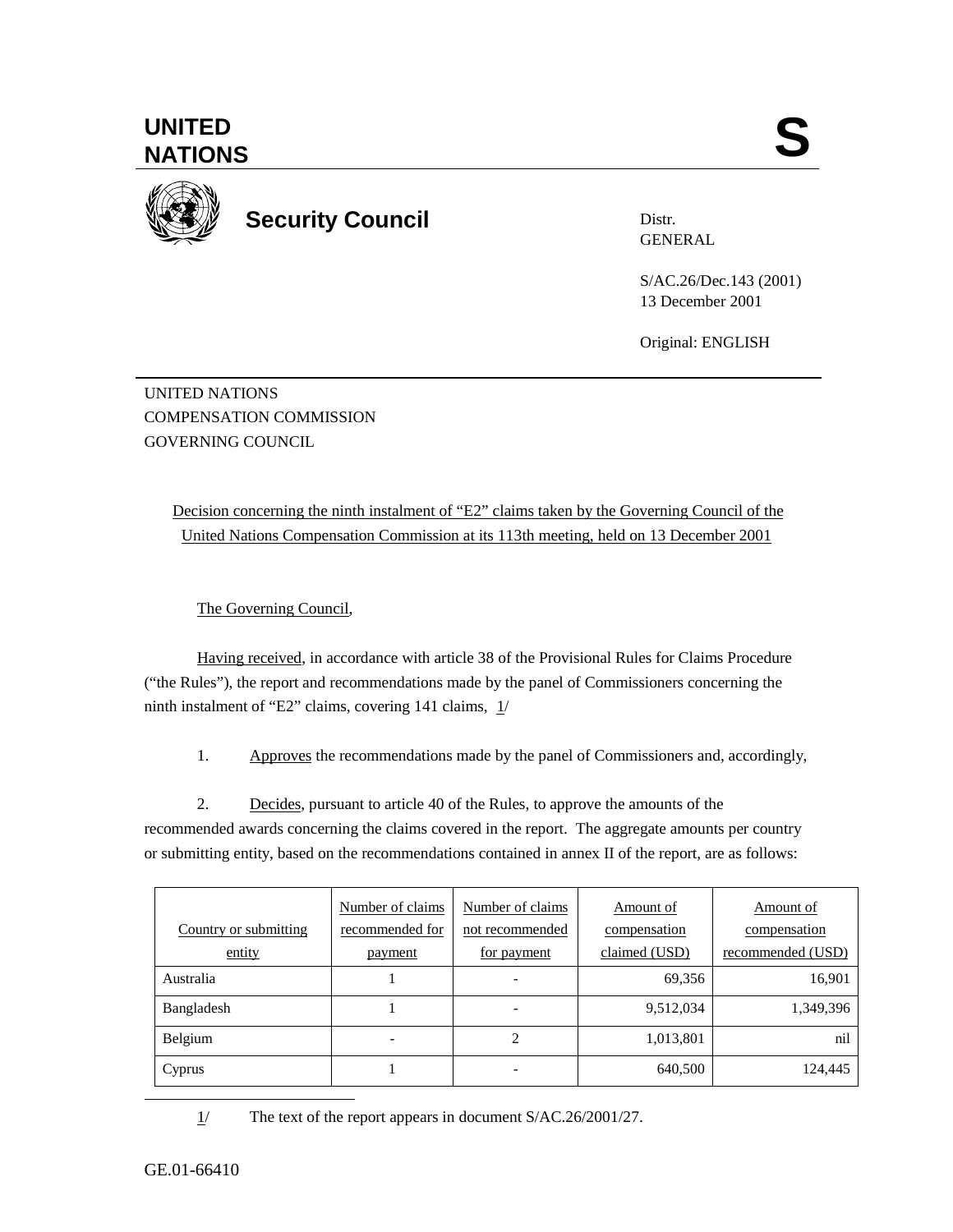# UNITED NATIONS

**S**

## Security Council

Distr.
GENERAL

S/AC.26/Dec.143 (2001)
13 December 2001

Original: ENGLISH

UNITED NATIONS
COMPENSATION COMMISSION
GOVERNING COUNCIL

Decision concerning the ninth instalment of "E2" claims taken by the Governing Council of the United Nations Compensation Commission at its 113th meeting, held on 13 December 2001

The Governing Council,

Having received, in accordance with article 38 of the Provisional Rules for Claims Procedure ("the Rules"), the report and recommendations made by the panel of Commissioners concerning the ninth instalment of "E2" claims, covering 141 claims, 1/

1. Approves the recommendations made by the panel of Commissioners and, accordingly,

2. Decides, pursuant to article 40 of the Rules, to approve the amounts of the recommended awards concerning the claims covered in the report. The aggregate amounts per country or submitting entity, based on the recommendations contained in annex II of the report, are as follows:

| Country or submitting entity | Number of claims recommended for payment | Number of claims not recommended for payment | Amount of compensation claimed (USD) | Amount of compensation recommended (USD) |
|---|---|---|---|---|
| Australia | 1 | - | 69,356 | 16,901 |
| Bangladesh | 1 | - | 9,512,034 | 1,349,396 |
| Belgium | - | 2 | 1,013,801 | nil |
| Cyprus | 1 | - | 640,500 | 124,445 |

1/ The text of the report appears in document S/AC.26/2001/27.

GE.01-66410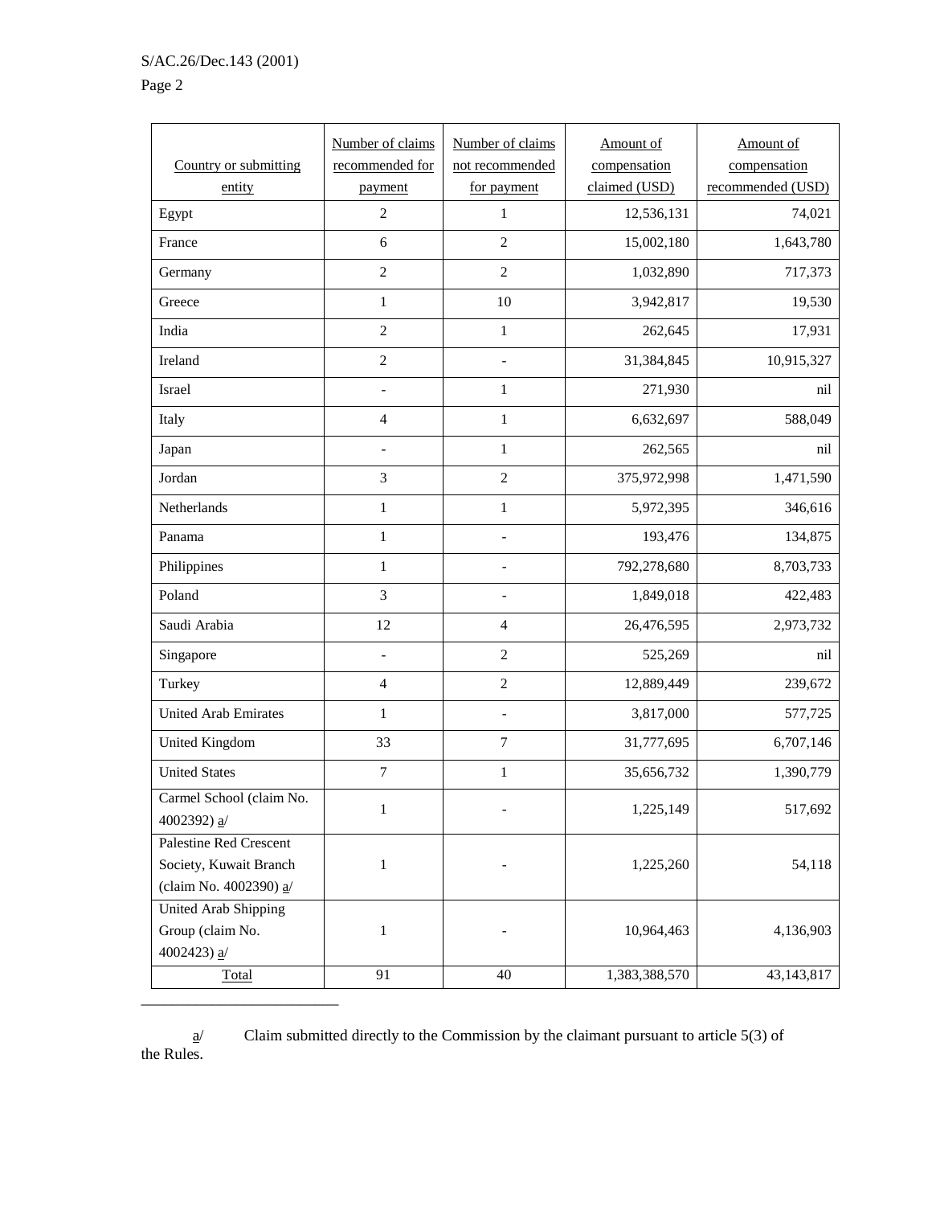| Country or submitting entity | Number of claims recommended for payment | Number of claims not recommended for payment | Amount of compensation claimed (USD) | Amount of compensation recommended (USD) |
|---|---|---|---|---|
| Egypt | 2 | 1 | 12,536,131 | 74,021 |
| France | 6 | 2 | 15,002,180 | 1,643,780 |
| Germany | 2 | 2 | 1,032,890 | 717,373 |
| Greece | 1 | 10 | 3,942,817 | 19,530 |
| India | 2 | 1 | 262,645 | 17,931 |
| Ireland | 2 | - | 31,384,845 | 10,915,327 |
| Israel | - | 1 | 271,930 | nil |
| Italy | 4 | 1 | 6,632,697 | 588,049 |
| Japan | - | 1 | 262,565 | nil |
| Jordan | 3 | 2 | 375,972,998 | 1,471,590 |
| Netherlands | 1 | 1 | 5,972,395 | 346,616 |
| Panama | 1 | - | 193,476 | 134,875 |
| Philippines | 1 | - | 792,278,680 | 8,703,733 |
| Poland | 3 | - | 1,849,018 | 422,483 |
| Saudi Arabia | 12 | 4 | 26,476,595 | 2,973,732 |
| Singapore | - | 2 | 525,269 | nil |
| Turkey | 4 | 2 | 12,889,449 | 239,672 |
| United Arab Emirates | 1 | - | 3,817,000 | 577,725 |
| United Kingdom | 33 | 7 | 31,777,695 | 6,707,146 |
| United States | 7 | 1 | 35,656,732 | 1,390,779 |
| Carmel School (claim No. 4002392) a/ | 1 | - | 1,225,149 | 517,692 |
| Palestine Red Crescent Society, Kuwait Branch (claim No. 4002390) a/ | 1 | - | 1,225,260 | 54,118 |
| United Arab Shipping Group (claim No. 4002423) a/ | 1 | - | 10,964,463 | 4,136,903 |
| Total | 91 | 40 | 1,383,388,570 | 43,143,817 |

a/ Claim submitted directly to the Commission by the claimant pursuant to article 5(3) of the Rules.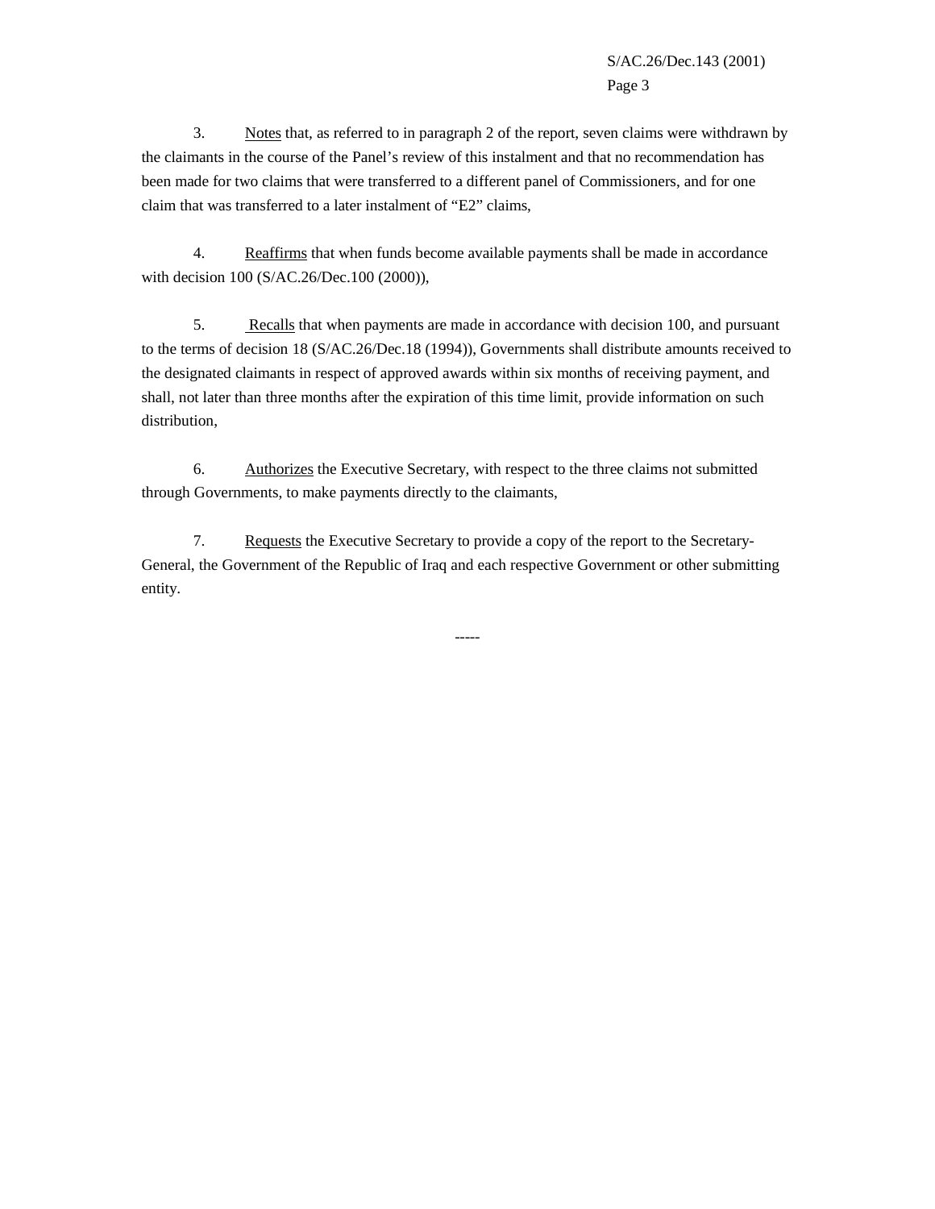3. Notes that, as referred to in paragraph 2 of the report, seven claims were withdrawn by the claimants in the course of the Panel's review of this instalment and that no recommendation has been made for two claims that were transferred to a different panel of Commissioners, and for one claim that was transferred to a later instalment of "E2" claims,

4. Reaffirms that when funds become available payments shall be made in accordance with decision 100 (S/AC.26/Dec.100 (2000)),

5. Recalls that when payments are made in accordance with decision 100, and pursuant to the terms of decision 18 (S/AC.26/Dec.18 (1994)), Governments shall distribute amounts received to the designated claimants in respect of approved awards within six months of receiving payment, and shall, not later than three months after the expiration of this time limit, provide information on such distribution,

6. Authorizes the Executive Secretary, with respect to the three claims not submitted through Governments, to make payments directly to the claimants,

7. Requests the Executive Secretary to provide a copy of the report to the Secretary-General, the Government of the Republic of Iraq and each respective Government or other submitting entity.

-----